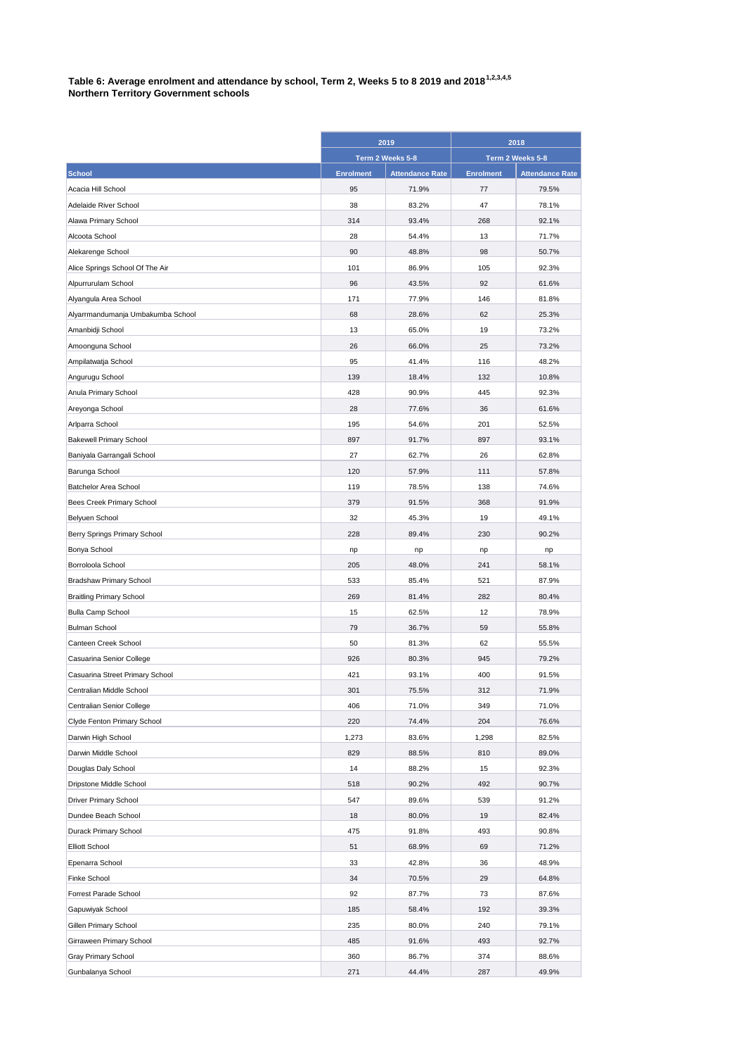**Table 6: Average enrolment and attendance by school, Term 2, Weeks 5 to 8 2019 and 2018[1,2,3,4,5]**
**Northern Territory Government schools**

| | 2019 | | 2018 | |
|---|---|---|---|---|
| | Term 2 Weeks 5-8 | | Term 2 Weeks 5-8 | |
| School | Enrolment | Attendance Rate | Enrolment | Attendance Rate |
| Acacia Hill School | 95 | 71.9% | 77 | 79.5% |
| Adelaide River School | 38 | 83.2% | 47 | 78.1% |
| Alawa Primary School | 314 | 93.4% | 268 | 92.1% |
| Alcoota School | 28 | 54.4% | 13 | 71.7% |
| Alekarenge School | 90 | 48.8% | 98 | 50.7% |
| Alice Springs School Of The Air | 101 | 86.9% | 105 | 92.3% |
| Alpurrurulam School | 96 | 43.5% | 92 | 61.6% |
| Alyangula Area School | 171 | 77.9% | 146 | 81.8% |
| Alyarrmandumanja Umbakumba School | 68 | 28.6% | 62 | 25.3% |
| Amanbidji School | 13 | 65.0% | 19 | 73.2% |
| Amoonguna School | 26 | 66.0% | 25 | 73.2% |
| Ampilatwatja School | 95 | 41.4% | 116 | 48.2% |
| Angurugu School | 139 | 18.4% | 132 | 10.8% |
| Anula Primary School | 428 | 90.9% | 445 | 92.3% |
| Areyonga School | 28 | 77.6% | 36 | 61.6% |
| Arlparra School | 195 | 54.6% | 201 | 52.5% |
| Bakewell Primary School | 897 | 91.7% | 897 | 93.1% |
| Baniyala Garrangali School | 27 | 62.7% | 26 | 62.8% |
| Barunga School | 120 | 57.9% | 111 | 57.8% |
| Batchelor Area School | 119 | 78.5% | 138 | 74.6% |
| Bees Creek Primary School | 379 | 91.5% | 368 | 91.9% |
| Belyuen School | 32 | 45.3% | 19 | 49.1% |
| Berry Springs Primary School | 228 | 89.4% | 230 | 90.2% |
| Bonya School | np | np | np | np |
| Borroloola School | 205 | 48.0% | 241 | 58.1% |
| Bradshaw Primary School | 533 | 85.4% | 521 | 87.9% |
| Braitling Primary School | 269 | 81.4% | 282 | 80.4% |
| Bulla Camp School | 15 | 62.5% | 12 | 78.9% |
| Bulman School | 79 | 36.7% | 59 | 55.8% |
| Canteen Creek School | 50 | 81.3% | 62 | 55.5% |
| Casuarina Senior College | 926 | 80.3% | 945 | 79.2% |
| Casuarina Street Primary School | 421 | 93.1% | 400 | 91.5% |
| Centralian Middle School | 301 | 75.5% | 312 | 71.9% |
| Centralian Senior College | 406 | 71.0% | 349 | 71.0% |
| Clyde Fenton Primary School | 220 | 74.4% | 204 | 76.6% |
| Darwin High School | 1,273 | 83.6% | 1,298 | 82.5% |
| Darwin Middle School | 829 | 88.5% | 810 | 89.0% |
| Douglas Daly School | 14 | 88.2% | 15 | 92.3% |
| Dripstone Middle School | 518 | 90.2% | 492 | 90.7% |
| Driver Primary School | 547 | 89.6% | 539 | 91.2% |
| Dundee Beach School | 18 | 80.0% | 19 | 82.4% |
| Durack Primary School | 475 | 91.8% | 493 | 90.8% |
| Elliott School | 51 | 68.9% | 69 | 71.2% |
| Epenarra School | 33 | 42.8% | 36 | 48.9% |
| Finke School | 34 | 70.5% | 29 | 64.8% |
| Forrest Parade School | 92 | 87.7% | 73 | 87.6% |
| Gapuwiyak School | 185 | 58.4% | 192 | 39.3% |
| Gillen Primary School | 235 | 80.0% | 240 | 79.1% |
| Girraween Primary School | 485 | 91.6% | 493 | 92.7% |
| Gray Primary School | 360 | 86.7% | 374 | 88.6% |
| Gunbalanya School | 271 | 44.4% | 287 | 49.9% |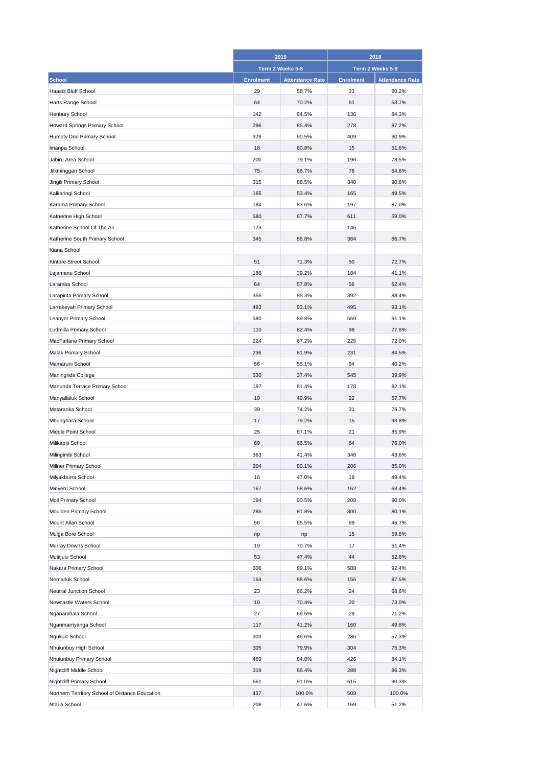| School | 2019 | | 2018 | |
|---|---|---|---|---|
| | Term 2 Weeks 5-8 | | Term 2 Weeks 5-8 | |
| | Enrolment | Attendance Rate | Enrolment | Attendance Rate |
| Haasts Bluff School | 29 | 58.7% | 33 | 60.2% |
| Harts Range School | 64 | 70.2% | 61 | 53.7% |
| Henbury School | 142 | 84.5% | 136 | 84.3% |
| Howard Springs Primary School | 296 | 85.4% | 278 | 87.2% |
| Humpty Doo Primary School | 379 | 90.5% | 409 | 90.9% |
| Imanpa School | 18 | 60.8% | 15 | 51.6% |
| Jabiru Area School | 200 | 79.1% | 196 | 78.5% |
| Jilkminggan School | 75 | 66.7% | 78 | 64.8% |
| Jingili Primary School | 315 | 88.5% | 340 | 90.8% |
| Kalkaringi School | 165 | 53.4% | 165 | 49.5% |
| Karama Primary School | 184 | 83.6% | 197 | 87.0% |
| Katherine High School | 580 | 67.7% | 611 | 59.0% |
| Katherine School Of The Air | 173 | | 146 | |
| Katherine South Primary School | 345 | 86.8% | 384 | 86.7% |
| Kiana School | | | | |
| Kintore Street School | 51 | 71.3% | 50 | 72.7% |
| Lajamanu School | 186 | 39.2% | 184 | 41.1% |
| Laramba School | 64 | 57.8% | 56 | 62.4% |
| Larapinta Primary School | 355 | 85.3% | 392 | 88.4% |
| Larrakeyah Primary School | 493 | 93.1% | 495 | 93.1% |
| Leanyer Primary School | 580 | 89.8% | 569 | 91.1% |
| Ludmilla Primary School | 110 | 82.4% | 98 | 77.8% |
| MacFarlane Primary School | 224 | 67.2% | 225 | 72.0% |
| Malak Primary School | 236 | 81.9% | 231 | 84.5% |
| Mamaruni School | 56 | 55.1% | 64 | 40.2% |
| Maningrida College | 530 | 37.4% | 545 | 39.9% |
| Manunda Terrace Primary School | 197 | 81.4% | 178 | 82.1% |
| Manyallaluk School | 19 | 49.9% | 22 | 57.7% |
| Mataranka School | 39 | 74.2% | 31 | 76.7% |
| Mbunghara School | 17 | 79.2% | 15 | 93.8% |
| Middle Point School | 25 | 87.1% | 21 | 85.9% |
| Milikapiti School | 69 | 66.5% | 64 | 76.0% |
| Milingimbi School | 363 | 41.4% | 346 | 43.6% |
| Millner Primary School | 204 | 80.1% | 206 | 85.0% |
| Milyakburra School | 16 | 47.0% | 19 | 49.4% |
| Minyerri School | 167 | 58.6% | 162 | 63.4% |
| Moil Primary School | 194 | 90.5% | 209 | 90.0% |
| Moulden Primary School | 285 | 81.8% | 300 | 80.1% |
| Mount Allan School | 56 | 65.5% | 69 | 46.7% |
| Mulga Bore School | np | np | 15 | 59.8% |
| Murray Downs School | 19 | 70.7% | 17 | 51.4% |
| Mutitjulu School | 53 | 47.4% | 44 | 52.8% |
| Nakara Primary School | 606 | 89.1% | 588 | 92.4% |
| Nemarluk School | 164 | 88.6% | 156 | 87.5% |
| Neutral Junction School | 23 | 66.2% | 24 | 68.6% |
| Newcastle Waters School | 19 | 70.4% | 20 | 73.0% |
| Nganambala School | 27 | 69.5% | 29 | 71.2% |
| Nganmarriyanga School | 117 | 41.2% | 160 | 49.8% |
| Ngukurr School | 303 | 46.6% | 286 | 57.3% |
| Nhulunbuy High School | 305 | 79.9% | 304 | 75.3% |
| Nhulunbuy Primary School | 469 | 84.8% | 426 | 84.1% |
| Nightcliff Middle School | 319 | 86.4% | 288 | 86.3% |
| Nightcliff Primary School | 661 | 91.0% | 615 | 90.3% |
| Northern Territory School of Distance Education | 437 | 100.0% | 509 | 100.0% |
| Ntaria School | 208 | 47.6% | 169 | 51.2% |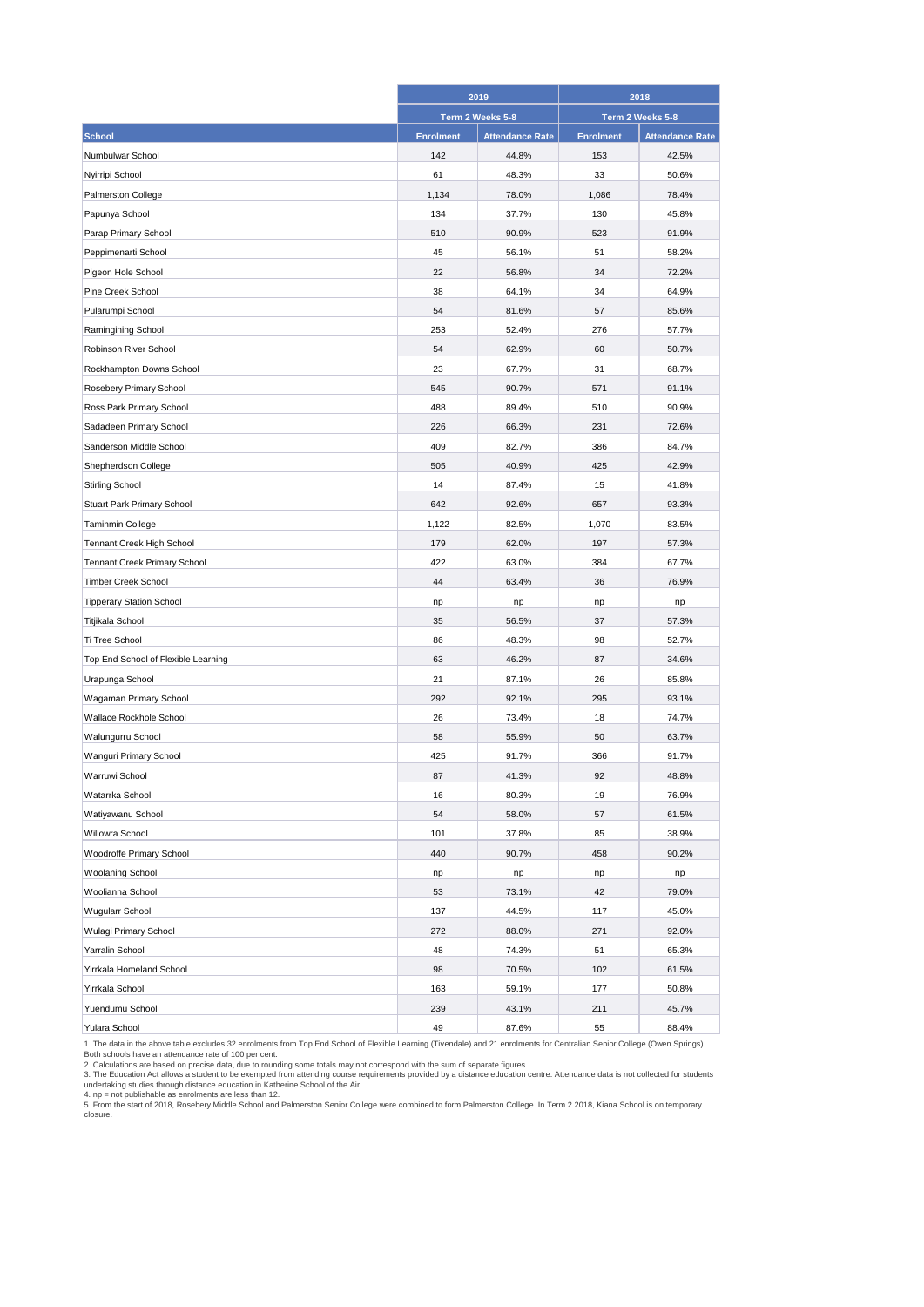| | 2019 | | 2018 | |
|---|---|---|---|---|
| | Term 2 Weeks 5-8 | | Term 2 Weeks 5-8 | |
| School | Enrolment | Attendance Rate | Enrolment | Attendance Rate |
| Numbulwar School | 142 | 44.8% | 153 | 42.5% |
| Nyirripi School | 61 | 48.3% | 33 | 50.6% |
| Palmerston College | 1,134 | 78.0% | 1,086 | 78.4% |
| Papunya School | 134 | 37.7% | 130 | 45.8% |
| Parap Primary School | 510 | 90.9% | 523 | 91.9% |
| Peppimenarti School | 45 | 56.1% | 51 | 58.2% |
| Pigeon Hole School | 22 | 56.8% | 34 | 72.2% |
| Pine Creek School | 38 | 64.1% | 34 | 64.9% |
| Pularumpi School | 54 | 81.6% | 57 | 85.6% |
| Ramingining School | 253 | 52.4% | 276 | 57.7% |
| Robinson River School | 54 | 62.9% | 60 | 50.7% |
| Rockhampton Downs School | 23 | 67.7% | 31 | 68.7% |
| Rosebery Primary School | 545 | 90.7% | 571 | 91.1% |
| Ross Park Primary School | 488 | 89.4% | 510 | 90.9% |
| Sadadeen Primary School | 226 | 66.3% | 231 | 72.6% |
| Sanderson Middle School | 409 | 82.7% | 386 | 84.7% |
| Shepherdson College | 505 | 40.9% | 425 | 42.9% |
| Stirling School | 14 | 87.4% | 15 | 41.8% |
| Stuart Park Primary School | 642 | 92.6% | 657 | 93.3% |
| Taminmin College | 1,122 | 82.5% | 1,070 | 83.5% |
| Tennant Creek High School | 179 | 62.0% | 197 | 57.3% |
| Tennant Creek Primary School | 422 | 63.0% | 384 | 67.7% |
| Timber Creek School | 44 | 63.4% | 36 | 76.9% |
| Tipperary Station School | np | np | np | np |
| Titjikala School | 35 | 56.5% | 37 | 57.3% |
| Ti Tree School | 86 | 48.3% | 98 | 52.7% |
| Top End School of Flexible Learning | 63 | 46.2% | 87 | 34.6% |
| Urapunga School | 21 | 87.1% | 26 | 85.8% |
| Wagaman Primary School | 292 | 92.1% | 295 | 93.1% |
| Wallace Rockhole School | 26 | 73.4% | 18 | 74.7% |
| Walungurru School | 58 | 55.9% | 50 | 63.7% |
| Wanguri Primary School | 425 | 91.7% | 366 | 91.7% |
| Warruwi School | 87 | 41.3% | 92 | 48.8% |
| Watarrka School | 16 | 80.3% | 19 | 76.9% |
| Watiyawanu School | 54 | 58.0% | 57 | 61.5% |
| Willowra School | 101 | 37.8% | 85 | 38.9% |
| Woodroffe Primary School | 440 | 90.7% | 458 | 90.2% |
| Woolaning School | np | np | np | np |
| Woolianna School | 53 | 73.1% | 42 | 79.0% |
| Wugularr School | 137 | 44.5% | 117 | 45.0% |
| Wulagi Primary School | 272 | 88.0% | 271 | 92.0% |
| Yarralin School | 48 | 74.3% | 51 | 65.3% |
| Yirrkala Homeland School | 98 | 70.5% | 102 | 61.5% |
| Yirrkala School | 163 | 59.1% | 177 | 50.8% |
| Yuendumu School | 239 | 43.1% | 211 | 45.7% |
| Yulara School | 49 | 87.6% | 55 | 88.4% |

1. The data in the above table excludes 32 enrolments from Top End School of Flexible Learning (Tivendale) and 21 enrolments for Centralian Senior College (Owen Springs). Both schools have an attendance rate of 100 per cent.
2. Calculations are based on precise data, due to rounding some totals may not correspond with the sum of separate figures.
3. The Education Act allows a student to be exempted from attending course requirements provided by a distance education centre. Attendance data is not collected for students undertaking studies through distance education in Katherine School of the Air.
4. np = not publishable as enrolments are less than 12.
5. From the start of 2018, Rosebery Middle School and Palmerston Senior College were combined to form Palmerston College. In Term 2 2018, Kiana School is on temporary closure.